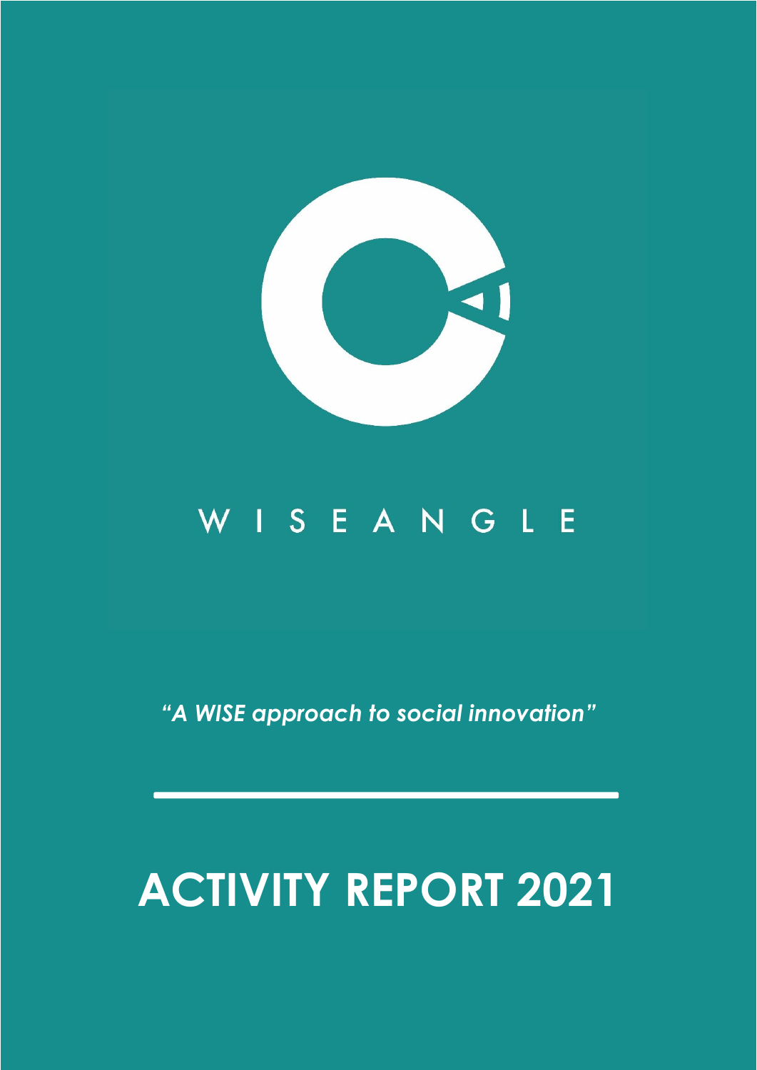WISEANGLE

*“A WISE approach to social innovation”*

# ACTIVITY REPORT 2021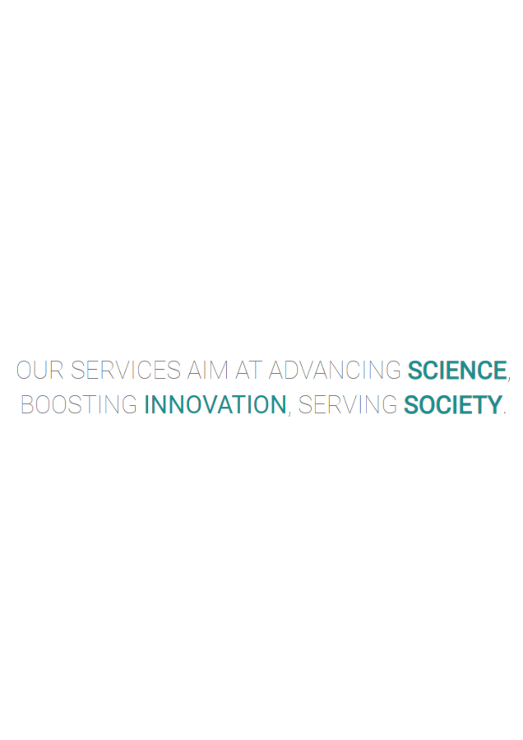OUR SERVICES AIM AT ADVANCING **SCIENCE**, BOOSTING **INNOVATION**, SERVING **SOCIETY**.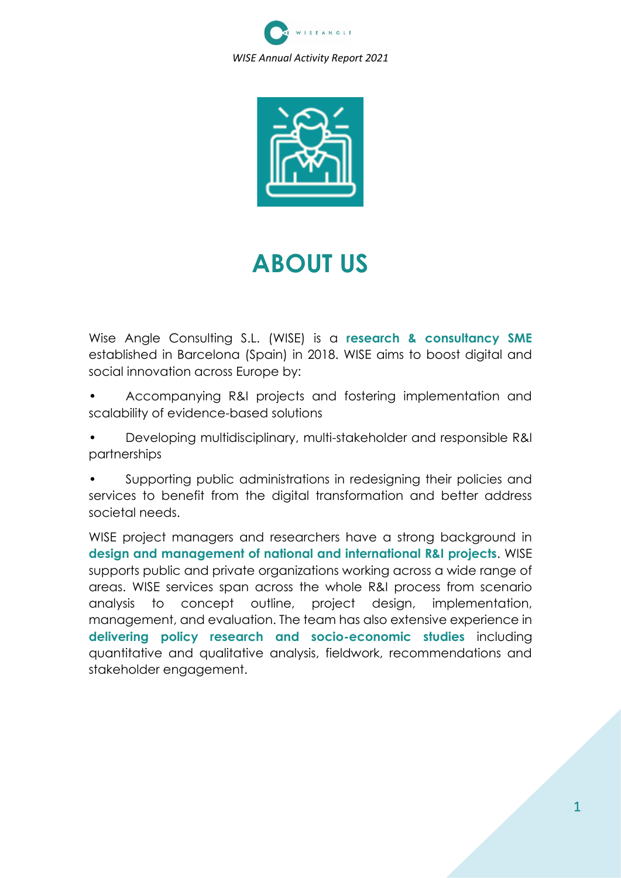# ABOUT US

Wise Angle Consulting S.L. (WISE) is a **research & consultancy SME** established in Barcelona (Spain) in 2018. WISE aims to boost digital and social innovation across Europe by:

- Accompanying R&I projects and fostering implementation and scalability of evidence-based solutions
- Developing multidisciplinary, multi-stakeholder and responsible R&I partnerships
- Supporting public administrations in redesigning their policies and services to benefit from the digital transformation and better address societal needs.

WISE project managers and researchers have a strong background in **design and management of national and international R&I projects**. WISE supports public and private organizations working across a wide range of areas. WISE services span across the whole R&I process from scenario analysis to concept outline, project design, implementation, management, and evaluation. The team has also extensive experience in **delivering policy research and socio-economic studies** including quantitative and qualitative analysis, fieldwork, recommendations and stakeholder engagement.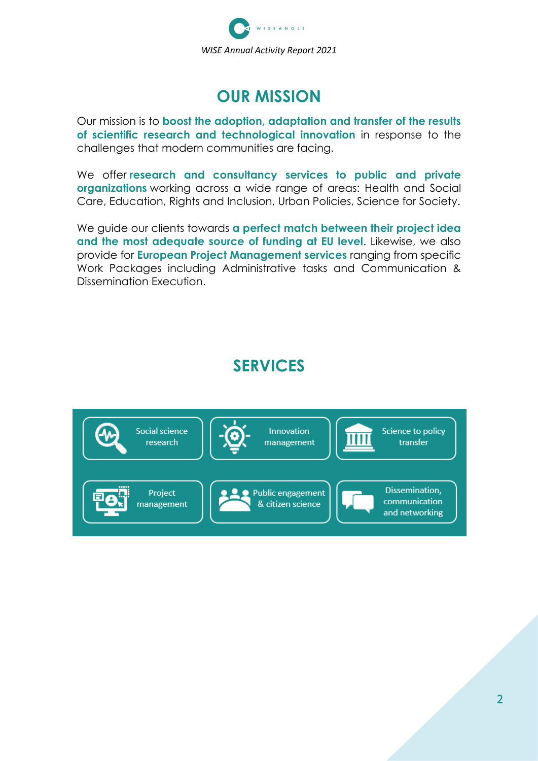## OUR MISSION

Our mission is to **boost the adoption, adaptation and transfer of the results of scientific research and technological innovation** in response to the challenges that modern communities are facing.

We offer **research and consultancy services to public and private organizations** working across a wide range of areas: Health and Social Care, Education, Rights and Inclusion, Urban Policies, Science for Society.

We guide our clients towards **a perfect match between their project idea and the most adequate source of funding at EU level**. Likewise, we also provide for **European Project Management services** ranging from specific Work Packages including Administrative tasks and Communication & Dissemination Execution.

## SERVICES

- Social science research
- Innovation management
- Science to policy transfer
- Project management
- Public engagement & citizen science
- Dissemination, communication and networking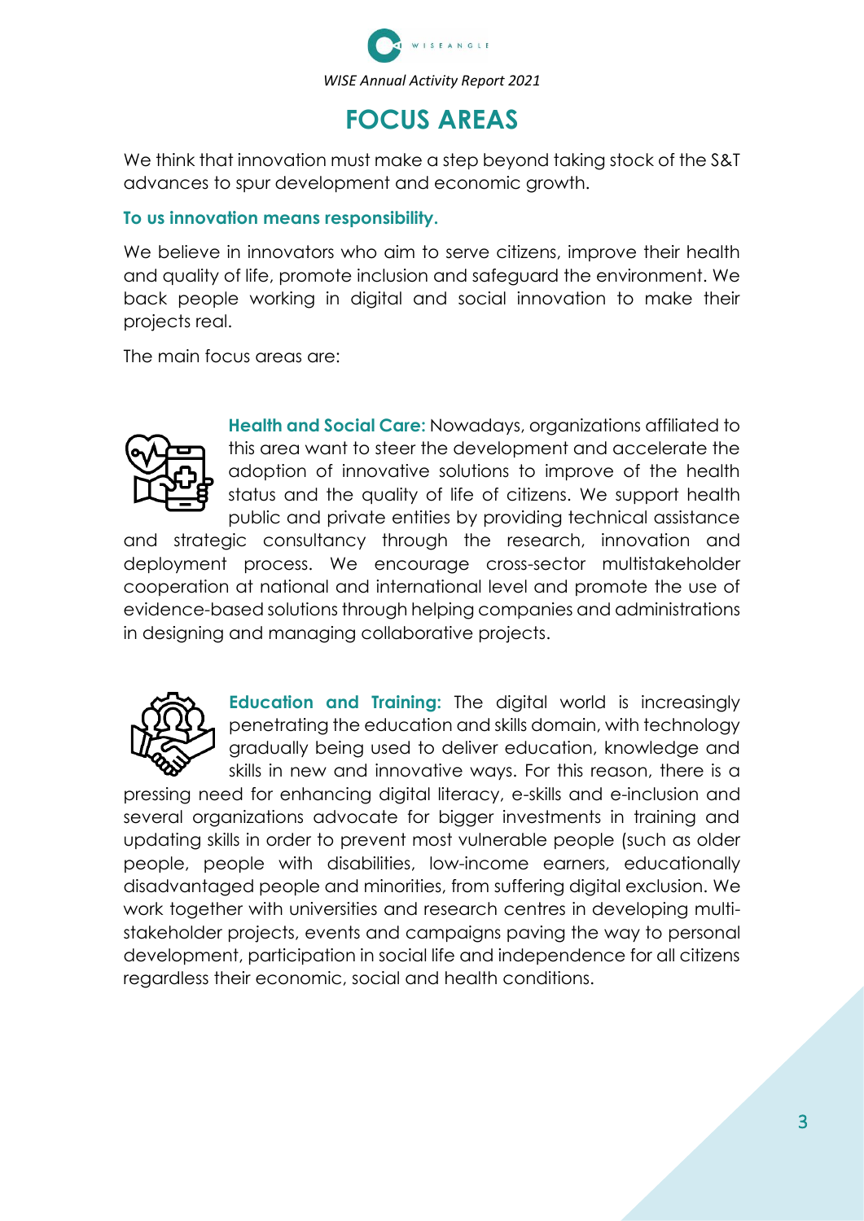# FOCUS AREAS

We think that innovation must make a step beyond taking stock of the S&T advances to spur development and economic growth.

**To us innovation means responsibility.**

We believe in innovators who aim to serve citizens, improve their health and quality of life, promote inclusion and safeguard the environment. We back people working in digital and social innovation to make their projects real.

The main focus areas are:

**Health and Social Care:** Nowadays, organizations affiliated to this area want to steer the development and accelerate the adoption of innovative solutions to improve of the health status and the quality of life of citizens. We support health public and private entities by providing technical assistance and strategic consultancy through the research, innovation and deployment process. We encourage cross-sector multistakeholder cooperation at national and international level and promote the use of evidence-based solutions through helping companies and administrations in designing and managing collaborative projects.

**Education and Training:** The digital world is increasingly penetrating the education and skills domain, with technology gradually being used to deliver education, knowledge and skills in new and innovative ways. For this reason, there is a pressing need for enhancing digital literacy, e-skills and e-inclusion and several organizations advocate for bigger investments in training and updating skills in order to prevent most vulnerable people (such as older people, people with disabilities, low-income earners, educationally disadvantaged people and minorities, from suffering digital exclusion. We work together with universities and research centres in developing multi-stakeholder projects, events and campaigns paving the way to personal development, participation in social life and independence for all citizens regardless their economic, social and health conditions.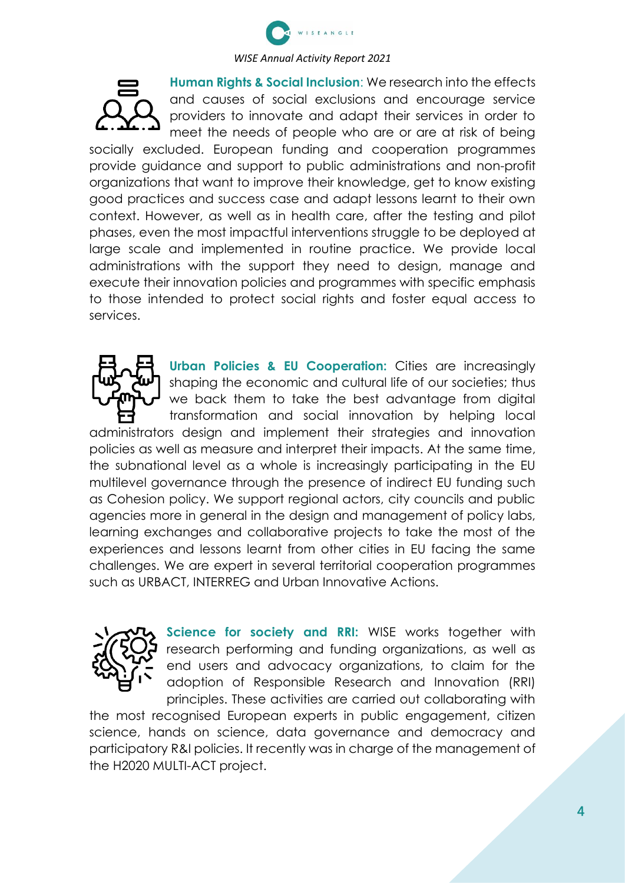**Human Rights & Social Inclusion**: We research into the effects and causes of social exclusions and encourage service providers to innovate and adapt their services in order to meet the needs of people who are or are at risk of being socially excluded. European funding and cooperation programmes provide guidance and support to public administrations and non-profit organizations that want to improve their knowledge, get to know existing good practices and success case and adapt lessons learnt to their own context. However, as well as in health care, after the testing and pilot phases, even the most impactful interventions struggle to be deployed at large scale and implemented in routine practice. We provide local administrations with the support they need to design, manage and execute their innovation policies and programmes with specific emphasis to those intended to protect social rights and foster equal access to services.

**Urban Policies & EU Cooperation:** Cities are increasingly shaping the economic and cultural life of our societies; thus we back them to take the best advantage from digital transformation and social innovation by helping local administrators design and implement their strategies and innovation policies as well as measure and interpret their impacts. At the same time, the subnational level as a whole is increasingly participating in the EU multilevel governance through the presence of indirect EU funding such as Cohesion policy. We support regional actors, city councils and public agencies more in general in the design and management of policy labs, learning exchanges and collaborative projects to take the most of the experiences and lessons learnt from other cities in EU facing the same challenges. We are expert in several territorial cooperation programmes such as URBACT, INTERREG and Urban Innovative Actions.

**Science for society and RRI:** WISE works together with research performing and funding organizations, as well as end users and advocacy organizations, to claim for the adoption of Responsible Research and Innovation (RRI) principles. These activities are carried out collaborating with the most recognised European experts in public engagement, citizen science, hands on science, data governance and democracy and participatory R&I policies. It recently was in charge of the management of the H2020 MULTI-ACT project.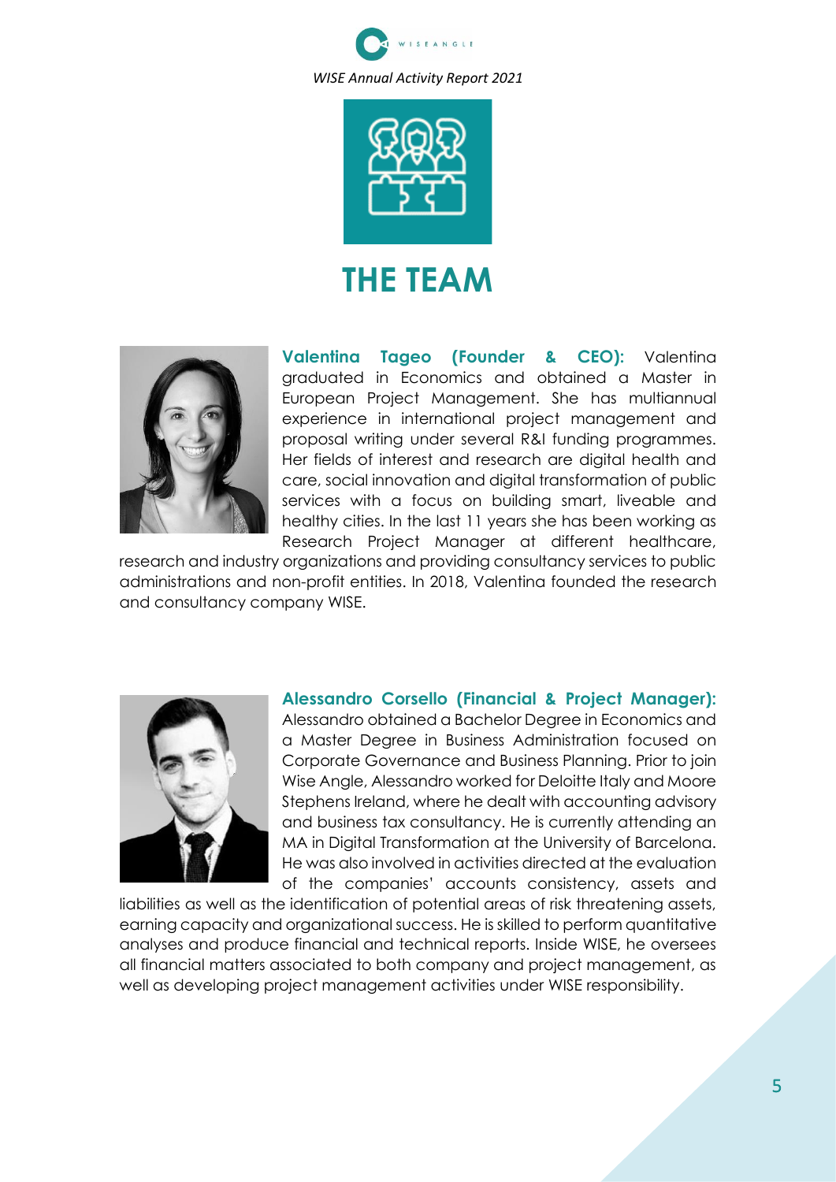# THE TEAM

**Valentina Tageo (Founder & CEO):** Valentina graduated in Economics and obtained a Master in European Project Management. She has multiannual experience in international project management and proposal writing under several R&I funding programmes. Her fields of interest and research are digital health and care, social innovation and digital transformation of public services with a focus on building smart, liveable and healthy cities. In the last 11 years she has been working as Research Project Manager at different healthcare, research and industry organizations and providing consultancy services to public administrations and non-profit entities. In 2018, Valentina founded the research and consultancy company WISE.

**Alessandro Corsello (Financial & Project Manager):** Alessandro obtained a Bachelor Degree in Economics and a Master Degree in Business Administration focused on Corporate Governance and Business Planning. Prior to join Wise Angle, Alessandro worked for Deloitte Italy and Moore Stephens Ireland, where he dealt with accounting advisory and business tax consultancy. He is currently attending an MA in Digital Transformation at the University of Barcelona. He was also involved in activities directed at the evaluation of the companies' accounts consistency, assets and liabilities as well as the identification of potential areas of risk threatening assets, earning capacity and organizational success. He is skilled to perform quantitative analyses and produce financial and technical reports. Inside WISE, he oversees all financial matters associated to both company and project management, as well as developing project management activities under WISE responsibility.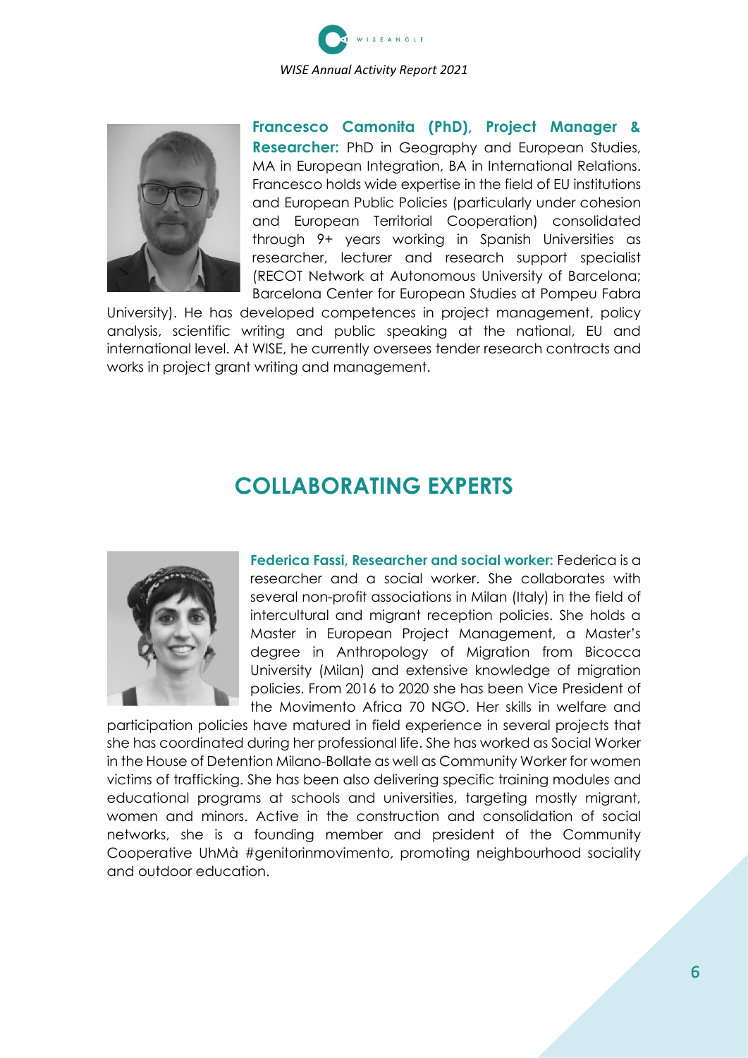**Francesco Camonita (PhD), Project Manager & Researcher:** PhD in Geography and European Studies, MA in European Integration, BA in International Relations. Francesco holds wide expertise in the field of EU institutions and European Public Policies (particularly under cohesion and European Territorial Cooperation) consolidated through 9+ years working in Spanish Universities as researcher, lecturer and research support specialist (RECOT Network at Autonomous University of Barcelona; Barcelona Center for European Studies at Pompeu Fabra University). He has developed competences in project management, policy analysis, scientific writing and public speaking at the national, EU and international level. At WISE, he currently oversees tender research contracts and works in project grant writing and management.

## COLLABORATING EXPERTS

**Federica Fassi, Researcher and social worker:** Federica is a researcher and a social worker. She collaborates with several non-profit associations in Milan (Italy) in the field of intercultural and migrant reception policies. She holds a Master in European Project Management, a Master's degree in Anthropology of Migration from Bicocca University (Milan) and extensive knowledge of migration policies. From 2016 to 2020 she has been Vice President of the Movimento Africa 70 NGO. Her skills in welfare and participation policies have matured in field experience in several projects that she has coordinated during her professional life. She has worked as Social Worker in the House of Detention Milano-Bollate as well as Community Worker for women victims of trafficking. She has been also delivering specific training modules and educational programs at schools and universities, targeting mostly migrant, women and minors. Active in the construction and consolidation of social networks, she is a founding member and president of the Community Cooperative UhMà #genitorinmovimento, promoting neighbourhood sociality and outdoor education.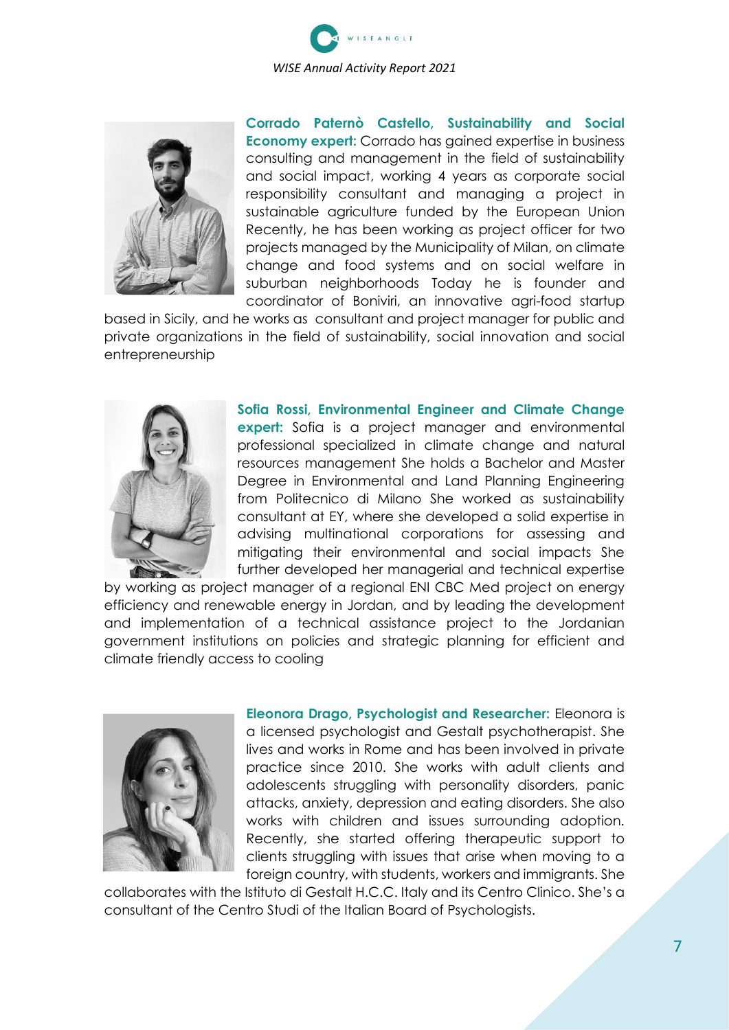**Corrado Paternò Castello, Sustainability and Social Economy expert:** Corrado has gained expertise in business consulting and management in the field of sustainability and social impact, working 4 years as corporate social responsibility consultant and managing a project in sustainable agriculture funded by the European Union Recently, he has been working as project officer for two projects managed by the Municipality of Milan, on climate change and food systems and on social welfare in suburban neighborhoods Today he is founder and coordinator of Boniviri, an innovative agri-food startup based in Sicily, and he works as consultant and project manager for public and private organizations in the field of sustainability, social innovation and social entrepreneurship

**Sofia Rossi, Environmental Engineer and Climate Change expert:** Sofia is a project manager and environmental professional specialized in climate change and natural resources management She holds a Bachelor and Master Degree in Environmental and Land Planning Engineering from Politecnico di Milano She worked as sustainability consultant at EY, where she developed a solid expertise in advising multinational corporations for assessing and mitigating their environmental and social impacts She further developed her managerial and technical expertise by working as project manager of a regional ENI CBC Med project on energy efficiency and renewable energy in Jordan, and by leading the development and implementation of a technical assistance project to the Jordanian government institutions on policies and strategic planning for efficient and climate friendly access to cooling

**Eleonora Drago, Psychologist and Researcher:** Eleonora is a licensed psychologist and Gestalt psychotherapist. She lives and works in Rome and has been involved in private practice since 2010. She works with adult clients and adolescents struggling with personality disorders, panic attacks, anxiety, depression and eating disorders. She also works with children and issues surrounding adoption. Recently, she started offering therapeutic support to clients struggling with issues that arise when moving to a foreign country, with students, workers and immigrants. She collaborates with the Istituto di Gestalt H.C.C. Italy and its Centro Clinico. She's a consultant of the Centro Studi of the Italian Board of Psychologists.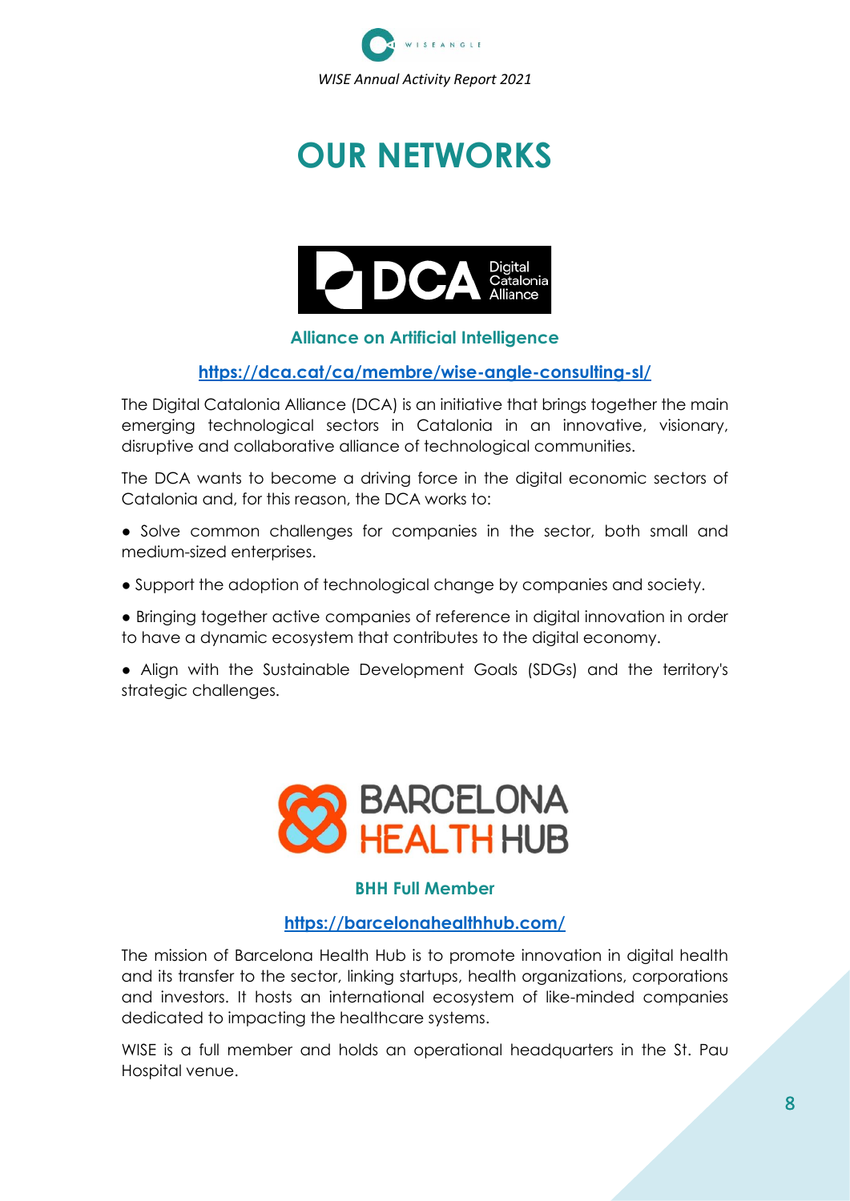# OUR NETWORKS

### Alliance on Artificial Intelligence

**https://dca.cat/ca/membre/wise-angle-consulting-sl/**

The Digital Catalonia Alliance (DCA) is an initiative that brings together the main emerging technological sectors in Catalonia in an innovative, visionary, disruptive and collaborative alliance of technological communities.

The DCA wants to become a driving force in the digital economic sectors of Catalonia and, for this reason, the DCA works to:

- Solve common challenges for companies in the sector, both small and medium-sized enterprises.
- Support the adoption of technological change by companies and society.
- Bringing together active companies of reference in digital innovation in order to have a dynamic ecosystem that contributes to the digital economy.
- Align with the Sustainable Development Goals (SDGs) and the territory's strategic challenges.

### BHH Full Member

**https://barcelonahealthhub.com/**

The mission of Barcelona Health Hub is to promote innovation in digital health and its transfer to the sector, linking startups, health organizations, corporations and investors. It hosts an international ecosystem of like-minded companies dedicated to impacting the healthcare systems.

WISE is a full member and holds an operational headquarters in the St. Pau Hospital venue.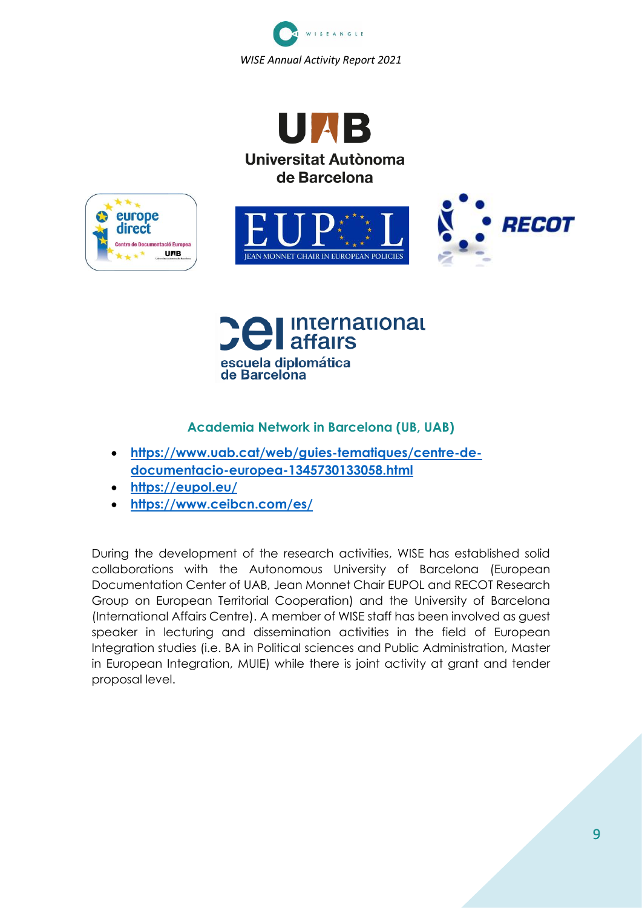### Academia Network in Barcelona (UB, UAB)

- https://www.uab.cat/web/guies-tematiques/centre-de-documentacio-europea-1345730133058.html
- https://eupol.eu/
- https://www.ceibcn.com/es/

During the development of the research activities, WISE has established solid collaborations with the Autonomous University of Barcelona (European Documentation Center of UAB, Jean Monnet Chair EUPOL and RECOT Research Group on European Territorial Cooperation) and the University of Barcelona (International Affairs Centre). A member of WISE staff has been involved as guest speaker in lecturing and dissemination activities in the field of European Integration studies (i.e. BA in Political sciences and Public Administration, Master in European Integration, MUIE) while there is joint activity at grant and tender proposal level.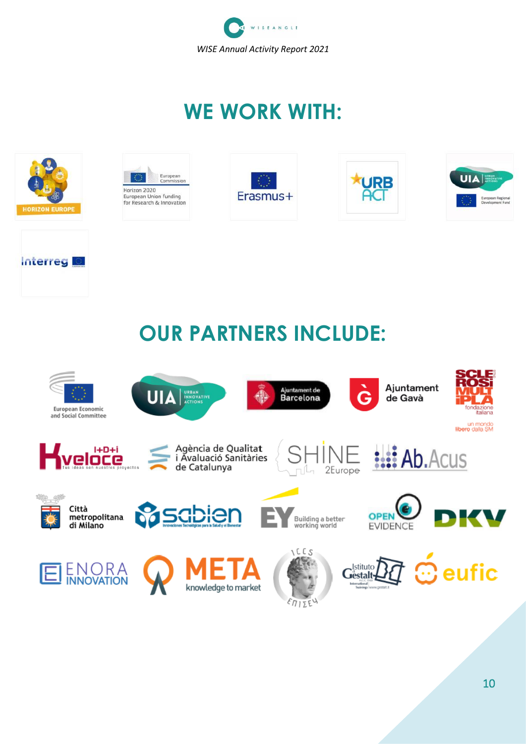# WE WORK WITH:

# OUR PARTNERS INCLUDE: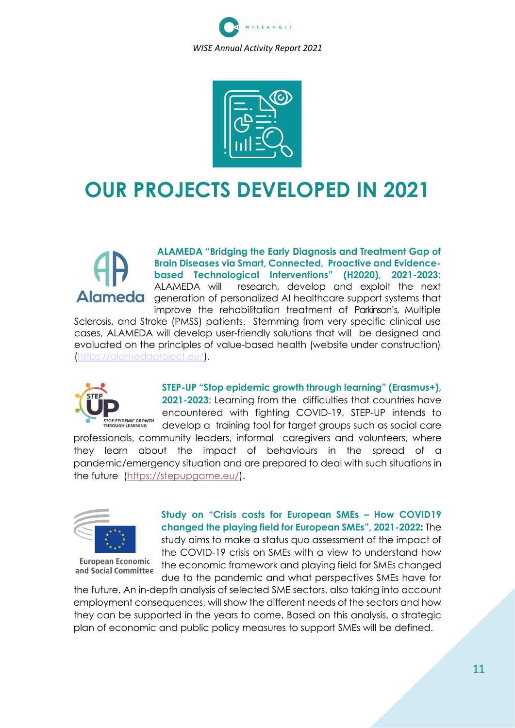# OUR PROJECTS DEVELOPED IN 2021

**ALAMEDA "Bridging the Early Diagnosis and Treatment Gap of Brain Diseases via Smart, Connected, Proactive and Evidence-based Technological Interventions" (H2020), 2021-2023:** ALAMEDA will research, develop and exploit the next generation of personalized AI healthcare support systems that improve the rehabilitation treatment of Parkinson's, Multiple Sclerosis, and Stroke (PMSS) patients. Stemming from very specific clinical use cases, ALAMEDA will develop user-friendly solutions that will be designed and evaluated on the principles of value-based health (website under construction) (https://alamedaproject.eu/).

**STEP-UP "Stop epidemic growth through learning" (Erasmus+), 2021-2023:** Learning from the difficulties that countries have encountered with fighting COVID-19, STEP-UP intends to develop a training tool for target groups such as social care professionals, community leaders, informal caregivers and volunteers, where they learn about the impact of behaviours in the spread of a pandemic/emergency situation and are prepared to deal with such situations in the future (https://stepupgame.eu/).

**Study on "Crisis costs for European SMEs – How COVID19 changed the playing field for European SMEs", 2021-2022:** The study aims to make a status quo assessment of the impact of the COVID-19 crisis on SMEs with a view to understand how the economic framework and playing field for SMEs changed due to the pandemic and what perspectives SMEs have for the future. An in-depth analysis of selected SME sectors, also taking into account employment consequences, will show the different needs of the sectors and how they can be supported in the years to come. Based on this analysis, a strategic plan of economic and public policy measures to support SMEs will be defined.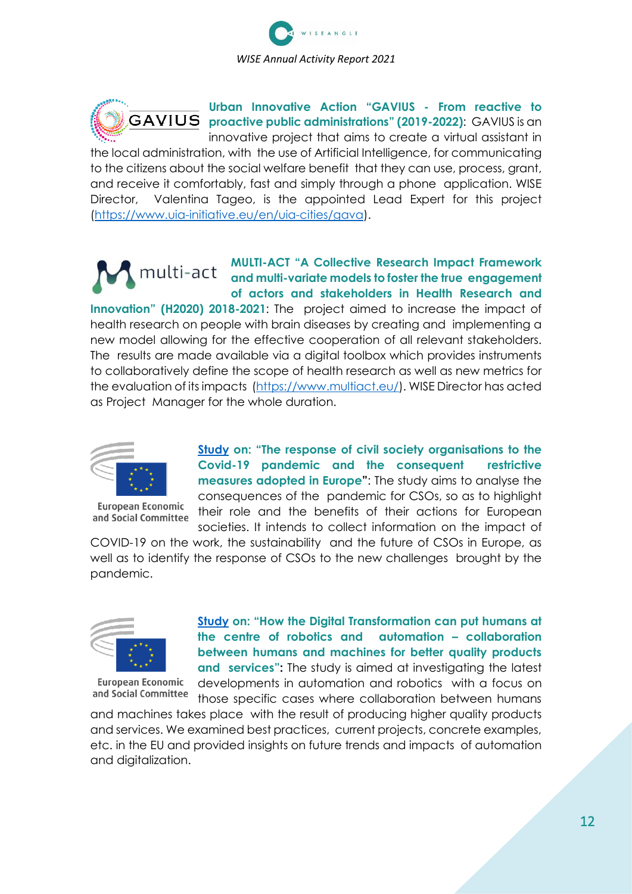**Urban Innovative Action "GAVIUS - From reactive to proactive public administrations" (2019-2022)**: GAVIUS is an innovative project that aims to create a virtual assistant in the local administration, with the use of Artificial Intelligence, for communicating to the citizens about the social welfare benefit that they can use, process, grant, and receive it comfortably, fast and simply through a phone application. WISE Director, Valentina Tageo, is the appointed Lead Expert for this project (https://www.uia-initiative.eu/en/uia-cities/gava).

**MULTI-ACT "A Collective Research Impact Framework and multi-variate models to foster the true engagement of actors and stakeholders in Health Research and Innovation" (H2020) 2018-2021**: The project aimed to increase the impact of health research on people with brain diseases by creating and implementing a new model allowing for the effective cooperation of all relevant stakeholders. The results are made available via a digital toolbox which provides instruments to collaboratively define the scope of health research as well as new metrics for the evaluation of its impacts (https://www.multiact.eu/). WISE Director has acted as Project Manager for the whole duration.

**Study on: "The response of civil society organisations to the Covid-19 pandemic and the consequent restrictive measures adopted in Europe"**: The study aims to analyse the consequences of the pandemic for CSOs, so as to highlight their role and the benefits of their actions for European societies. It intends to collect information on the impact of COVID-19 on the work, the sustainability and the future of CSOs in Europe, as well as to identify the response of CSOs to the new challenges brought by the pandemic.

**Study on: "How the Digital Transformation can put humans at the centre of robotics and automation – collaboration between humans and machines for better quality products and services":** The study is aimed at investigating the latest developments in automation and robotics with a focus on those specific cases where collaboration between humans and machines takes place with the result of producing higher quality products and services. We examined best practices, current projects, concrete examples, etc. in the EU and provided insights on future trends and impacts of automation and digitalization.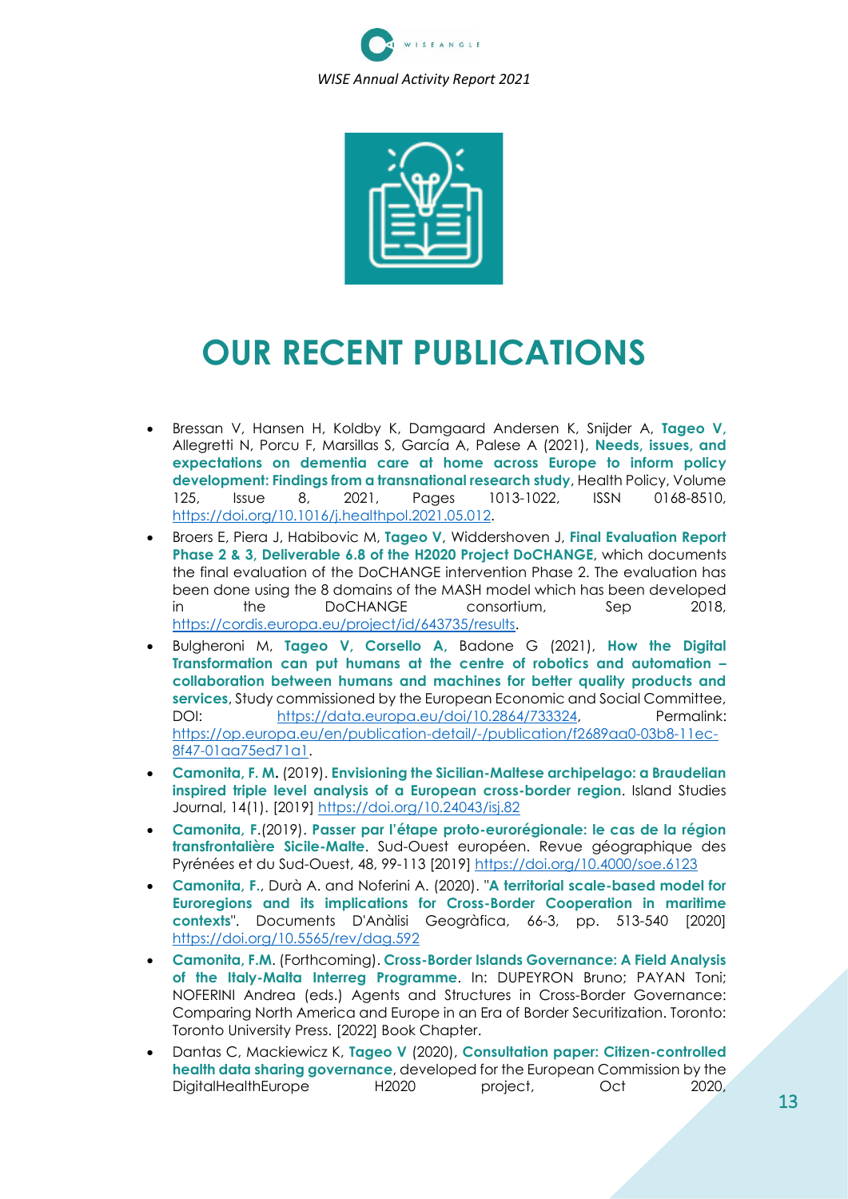# OUR RECENT PUBLICATIONS

- Bressan V, Hansen H, Koldby K, Damgaard Andersen K, Snijder A, **Tageo V,** Allegretti N, Porcu F, Marsillas S, García A, Palese A (2021), **Needs, issues, and expectations on dementia care at home across Europe to inform policy development: Findings from a transnational research study**, Health Policy, Volume 125, Issue 8, 2021, Pages 1013-1022, ISSN 0168-8510, https://doi.org/10.1016/j.healthpol.2021.05.012.
- Broers E, Piera J, Habibovic M, **Tageo V**, Widdershoven J, **Final Evaluation Report Phase 2 & 3, Deliverable 6.8 of the H2020 Project DoCHANGE**, which documents the final evaluation of the DoCHANGE intervention Phase 2. The evaluation has been done using the 8 domains of the MASH model which has been developed in the DoCHANGE consortium, Sep 2018, https://cordis.europa.eu/project/id/643735/results.
- Bulgheroni M, **Tageo V, Corsello A,** Badone G (2021), **How the Digital Transformation can put humans at the centre of robotics and automation – collaboration between humans and machines for better quality products and services**, Study commissioned by the European Economic and Social Committee, DOI: https://data.europa.eu/doi/10.2864/733324, Permalink: https://op.europa.eu/en/publication-detail/-/publication/f2689aa0-03b8-11ec-8f47-01aa75ed71a1.
- **Camonita, F. M.** (2019). **Envisioning the Sicilian-Maltese archipelago: a Braudelian inspired triple level analysis of a European cross-border region**. Island Studies Journal, 14(1). [2019] https://doi.org/10.24043/isj.82
- **Camonita, F.**(2019). **Passer par l'étape proto-eurorégionale: le cas de la région transfrontalière Sicile-Malte**. Sud-Ouest européen. Revue géographique des Pyrénées et du Sud-Ouest, 48, 99-113 [2019] https://doi.org/10.4000/soe.6123
- **Camonita, F.**, Durà A. and Noferini A. (2020). "**A territorial scale-based model for Euroregions and its implications for Cross-Border Cooperation in maritime contexts**". Documents D'Anàlisi Geogràfica, 66-3, pp. 513-540 [2020] https://doi.org/10.5565/rev/dag.592
- **Camonita, F.M.** (Forthcoming). **Cross-Border Islands Governance: A Field Analysis of the Italy-Malta Interreg Programme**. In: DUPEYRON Bruno; PAYAN Toni; NOFERINI Andrea (eds.) Agents and Structures in Cross-Border Governance: Comparing North America and Europe in an Era of Border Securitization. Toronto: Toronto University Press. [2022] Book Chapter.
- Dantas C, Mackiewicz K, **Tageo V** (2020), **Consultation paper: Citizen-controlled health data sharing governance**, developed for the European Commission by the DigitalHealthEurope H2020 project, Oct 2020,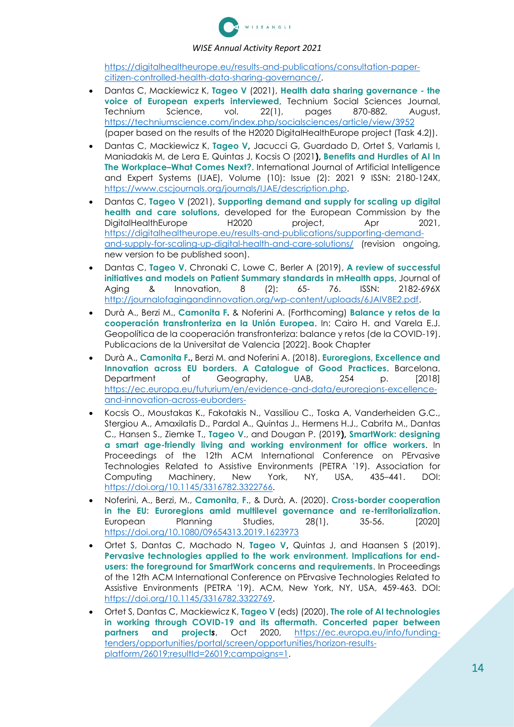https://digitalhealtheurope.eu/results-and-publications/consultation-paper-citizen-controlled-health-data-sharing-governance/.

- Dantas C, Mackiewicz K, **Tageo V** (2021), **Health data sharing governance - the voice of European experts interviewed**, Technium Social Sciences Journal, Technium Science, vol. 22(1), pages 870-882, August, https://techniumscience.com/index.php/socialsciences/article/view/3952 (paper based on the results of the H2020 DigitalHealthEurope project (Task 4.2)).
- Dantas C, Mackiewicz K, **Tageo V,** Jacucci G, Guardado D, Ortet S, Varlamis I, Maniadakis M, de Lera E, Quintas J, Kocsis O (2021**), Benefits and Hurdles of AI In The Workplace–What Comes Next?.** International Journal of Artificial Intelligence and Expert Systems (IJAE), Volume (10): Issue (2): 2021 9 ISSN: 2180-124X, https://www.cscjournals.org/journals/IJAE/description.php.
- Dantas C, **Tageo V** (2021), **Supporting demand and supply for scaling up digital health and care solutions**, developed for the European Commission by the DigitalHealthEurope H2020 project, Apr 2021, https://digitalhealtheurope.eu/results-and-publications/supporting-demand-and-supply-for-scaling-up-digital-health-and-care-solutions/ (revision ongoing, new version to be published soon).
- Dantas C, **Tageo V**, Chronaki C, Lowe C, Berler A (2019), **A review of successful initiatives and models on Patient Summary standards in mHealth apps**, Journal of Aging & Innovation, 8 (2): 65- 76. ISSN: 2182-696X http://journalofagingandinnovation.org/wp-content/uploads/6JAIV8E2.pdf.
- Durà A., Berzi M., **Camonita F.** & Noferini A. (Forthcoming) **Balance y retos de la cooperación transfronteriza en la Unión Europea**. In: Cairo H. and Varela E.J. Geopolítica de la cooperación transfronteriza: balance y retos (de la COVID-19). Publicacions de la Universitat de Valencia [2022]. Book Chapter
- Durà A., **Camonita F.,** Berzi M. and Noferini A. (2018). **Euroregions, Excellence and Innovation across EU borders. A Catalogue of Good Practices**. Barcelona, Department of Geography, UAB, 254 p. [2018] https://ec.europa.eu/futurium/en/evidence-and-data/euroregions-excellence-and-innovation-across-euborders-
- Kocsis O., Moustakas K., Fakotakis N., Vassiliou C., Toska A, Vanderheiden G.C., Stergiou A., Amaxilatis D., Pardal A., Quintas J., Hermens H.J., Cabrita M., Dantas C., Hansen S., Ziemke T., **Tageo V**., and Dougan P. (2019**), SmartWork: designing a smart age-friendly living and working environment for office workers**. In Proceedings of the 12th ACM International Conference on PErvasive Technologies Related to Assistive Environments (PETRA '19). Association for Computing Machinery, New York, NY, USA, 435–441. DOI: https://doi.org/10.1145/3316782.3322766.
- Noferini, A., Berzi, M., **Camonita, F**., & Durà, A. (2020). **Cross-border cooperation in the EU: Euroregions amid multilevel governance and re-territorialization**. European Planning Studies, 28(1), 35-56. [2020] https://doi.org/10.1080/09654313.2019.1623973
- Ortet S, Dantas C, Machado N, **Tageo V,** Quintas J, and Haansen S (2019). **Pervasive technologies applied to the work environment. Implications for end-users: the foreground for SmartWork concerns and requirements**. In Proceedings of the 12th ACM International Conference on PErvasive Technologies Related to Assistive Environments (PETRA '19). ACM, New York, NY, USA, 459-463. DOI: https://doi.org/10.1145/3316782.3322769.
- Ortet S, Dantas C, Mackiewicz K, **Tageo V** (eds) (2020), **The role of AI technologies in working through COVID-19 and its aftermath. Concerted paper between partners and projects**, Oct 2020, https://ec.europa.eu/info/funding-tenders/opportunities/portal/screen/opportunities/horizon-results-platform/26019;resultId=26019;campaigns=1.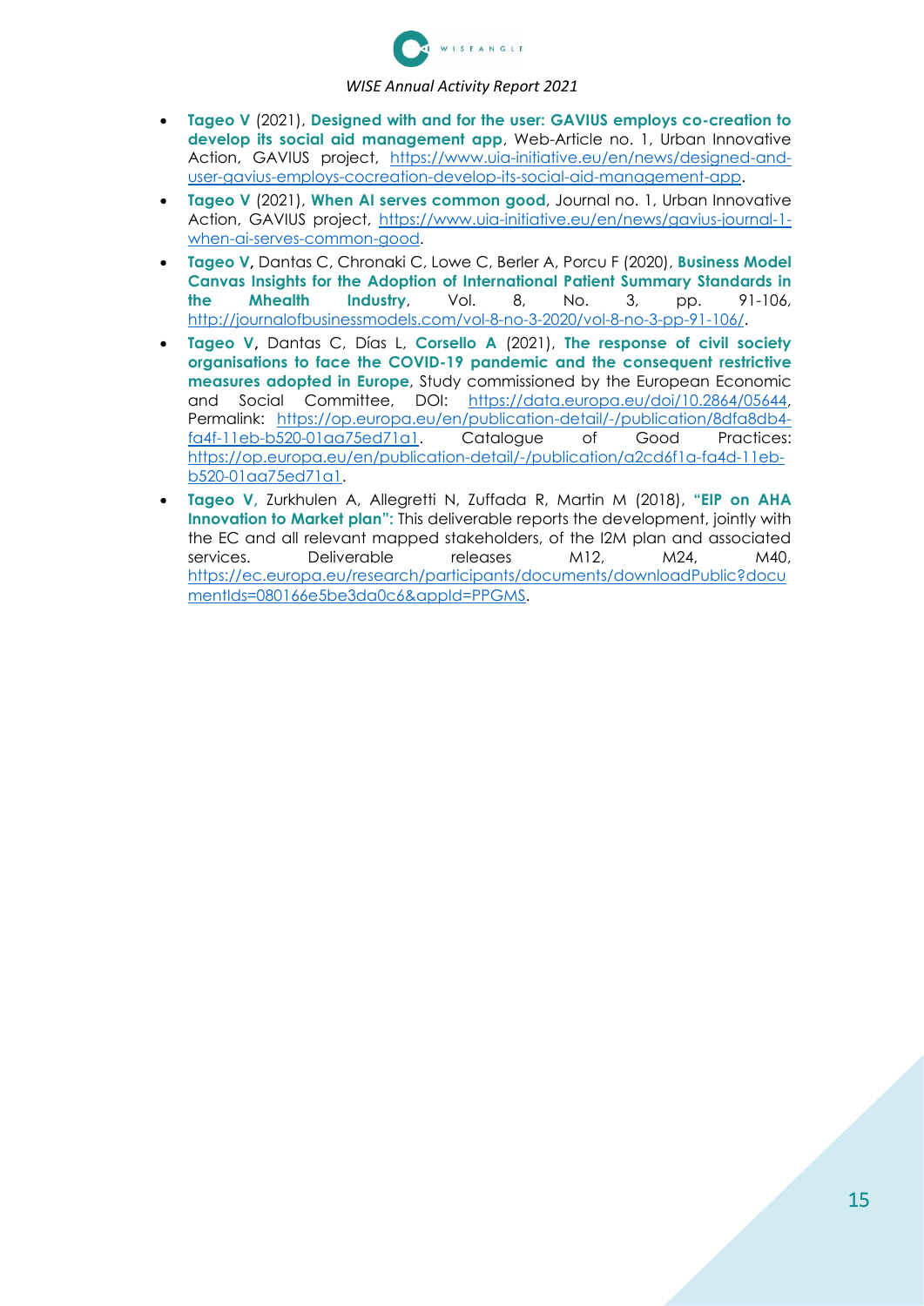- **Tageo V** (2021), **Designed with and for the user: GAVIUS employs co-creation to develop its social aid management app**, Web-Article no. 1, Urban Innovative Action, GAVIUS project, https://www.uia-initiative.eu/en/news/designed-and-user-gavius-employs-cocreation-develop-its-social-aid-management-app.
- **Tageo V** (2021), **When AI serves common good**, Journal no. 1, Urban Innovative Action, GAVIUS project, https://www.uia-initiative.eu/en/news/gavius-journal-1-when-ai-serves-common-good.
- **Tageo V,** Dantas C, Chronaki C, Lowe C, Berler A, Porcu F (2020), **Business Model Canvas Insights for the Adoption of International Patient Summary Standards in the Mhealth Industry**, Vol. 8, No. 3, pp. 91-106, http://journalofbusinessmodels.com/vol-8-no-3-2020/vol-8-no-3-pp-91-106/.
- **Tageo V,** Dantas C, Días L, **Corsello A** (2021), **The response of civil society organisations to face the COVID-19 pandemic and the consequent restrictive measures adopted in Europe**, Study commissioned by the European Economic and Social Committee, DOI: https://data.europa.eu/doi/10.2864/05644, Permalink: https://op.europa.eu/en/publication-detail/-/publication/8dfa8db4-fa4f-11eb-b520-01aa75ed71a1. Catalogue of Good Practices: https://op.europa.eu/en/publication-detail/-/publication/a2cd6f1a-fa4d-11eb-b520-01aa75ed71a1.
- **Tageo V**, Zurkhulen A, Allegretti N, Zuffada R, Martin M (2018), **"EIP on AHA Innovation to Market plan":** This deliverable reports the development, jointly with the EC and all relevant mapped stakeholders, of the I2M plan and associated services. Deliverable releases M12, M24, M40, https://ec.europa.eu/research/participants/documents/downloadPublic?documentIds=080166e5be3da0c6&appId=PPGMS.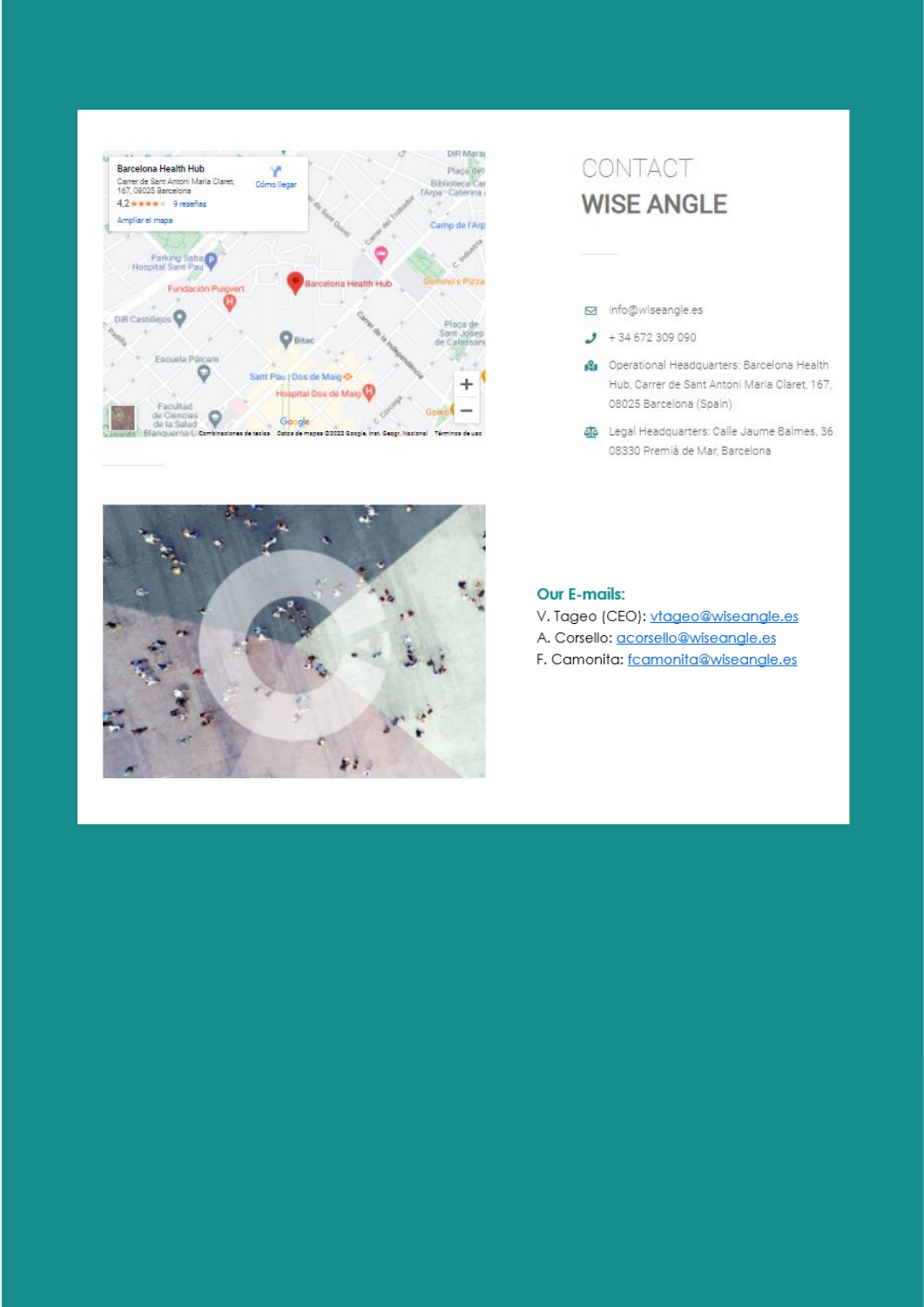# CONTACT
# WISE ANGLE

info@wiseangle.es

+ 34 672 309 090

Operational Headquarters: Barcelona Health Hub, Carrer de Sant Antoni Maria Claret, 167, 08025 Barcelona (Spain)

Legal Headquarters: Calle Jaume Balmes, 36 08330 Premià de Mar, Barcelona

**Our E-mails:**

V. Tageo (CEO): vtageo@wiseangle.es

A. Corsello: acorsello@wiseangle.es

F. Camonita: fcamonita@wiseangle.es